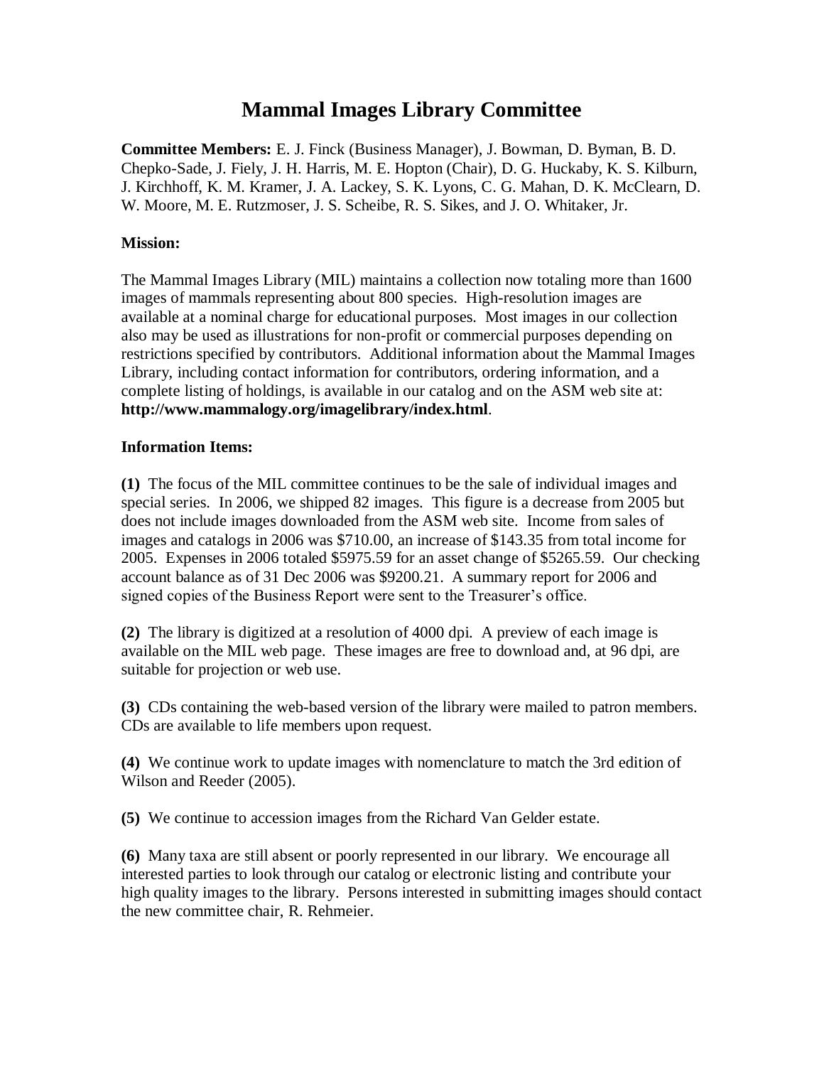# Mammal Images Library Committee

**Committee Members:** E. J. Finck (Business Manager), J. Bowman, D. Byman, B. D. Chepko-Sade, J. Fiely, J. H. Harris, M. E. Hopton (Chair), D. G. Huckaby, K. S. Kilburn, J. Kirchhoff, K. M. Kramer, J. A. Lackey, S. K. Lyons, C. G. Mahan, D. K. McClearn, D. W. Moore, M. E. Rutzmoser, J. S. Scheibe, R. S. Sikes, and J. O. Whitaker, Jr.

**Mission:**

The Mammal Images Library (MIL) maintains a collection now totaling more than 1600 images of mammals representing about 800 species. High-resolution images are available at a nominal charge for educational purposes. Most images in our collection also may be used as illustrations for non-profit or commercial purposes depending on restrictions specified by contributors. Additional information about the Mammal Images Library, including contact information for contributors, ordering information, and a complete listing of holdings, is available in our catalog and on the ASM web site at: **http://www.mammalogy.org/imagelibrary/index.html**.

**Information Items:**

**(1)** The focus of the MIL committee continues to be the sale of individual images and special series. In 2006, we shipped 82 images. This figure is a decrease from 2005 but does not include images downloaded from the ASM web site. Income from sales of images and catalogs in 2006 was $710.00, an increase of $143.35 from total income for 2005. Expenses in 2006 totaled $5975.59 for an asset change of $5265.59. Our checking account balance as of 31 Dec 2006 was $9200.21. A summary report for 2006 and signed copies of the Business Report were sent to the Treasurer's office.

**(2)** The library is digitized at a resolution of 4000 dpi. A preview of each image is available on the MIL web page. These images are free to download and, at 96 dpi, are suitable for projection or web use.

**(3)** CDs containing the web-based version of the library were mailed to patron members. CDs are available to life members upon request.

**(4)** We continue work to update images with nomenclature to match the 3rd edition of Wilson and Reeder (2005).

**(5)** We continue to accession images from the Richard Van Gelder estate.

**(6)** Many taxa are still absent or poorly represented in our library. We encourage all interested parties to look through our catalog or electronic listing and contribute your high quality images to the library. Persons interested in submitting images should contact the new committee chair, R. Rehmeier.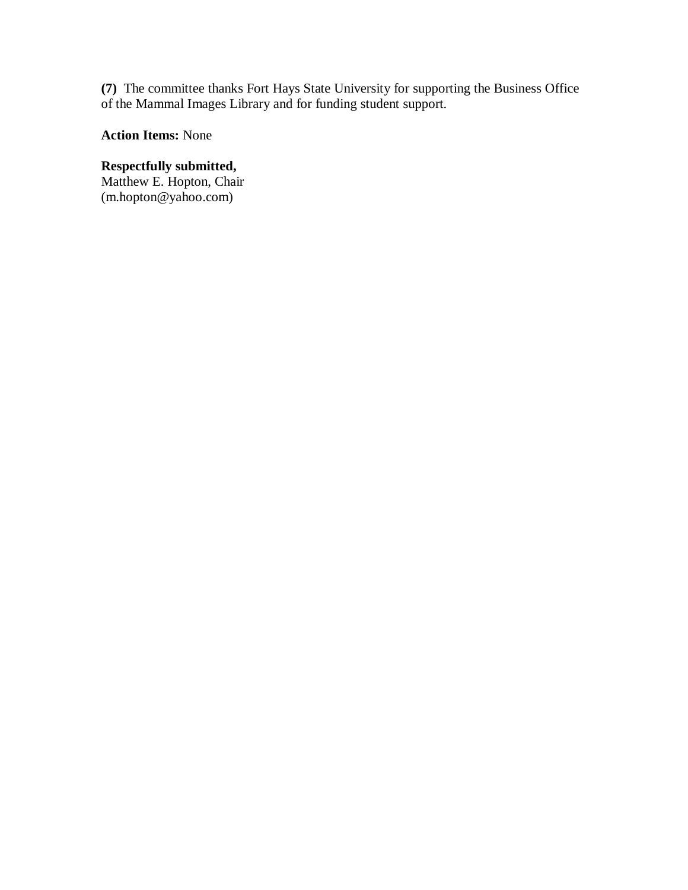**(7)** The committee thanks Fort Hays State University for supporting the Business Office of the Mammal Images Library and for funding student support.

**Action Items:** None

**Respectfully submitted,**
Matthew E. Hopton, Chair
(m.hopton@yahoo.com)